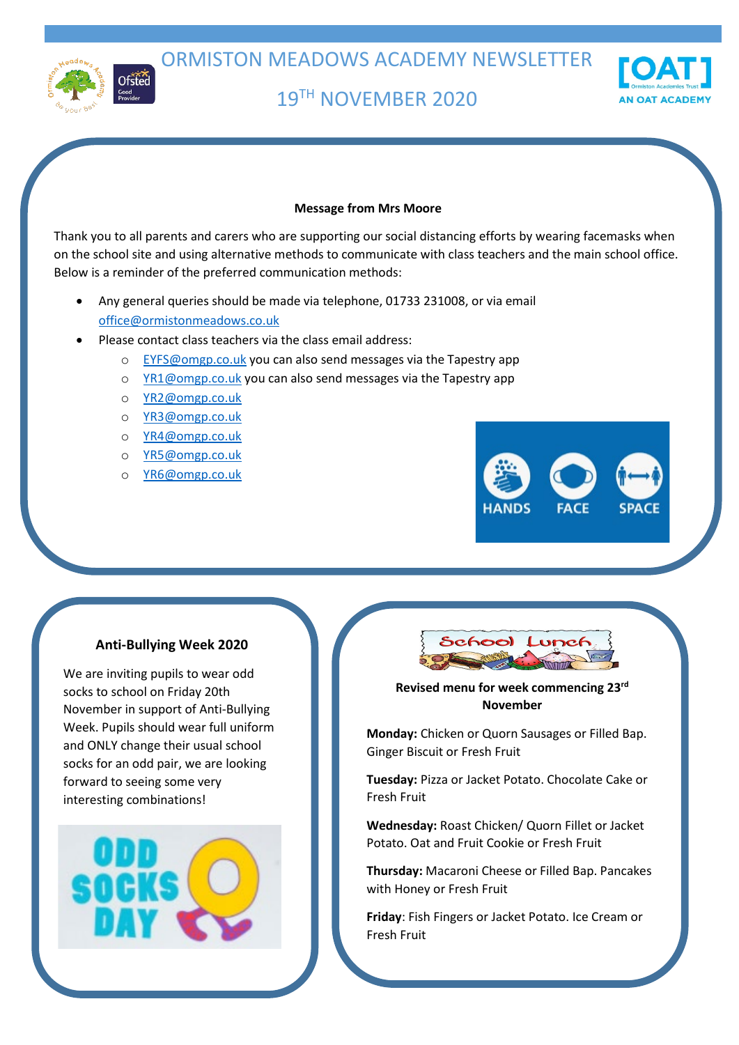# ORMISTON MEADOWS ACADEMY NEWSLETTER

## 19TH NOVEMBER 2020

**Message from Mrs Moore**

Thank you to all parents and carers who are supporting our social distancing efforts by wearing facemasks when on the school site and using alternative methods to communicate with class teachers and the main school office. Below is a reminder of the preferred communication methods:

- Any general queries should be made via telephone, 01733 231008, or via email office@ormistonmeadows.co.uk
- Please contact class teachers via the class email address:
  - EYFS@omgp.co.uk you can also send messages via the Tapestry app
  - YR1@omgp.co.uk you can also send messages via the Tapestry app
  - YR2@omgp.co.uk
  - YR3@omgp.co.uk
  - YR4@omgp.co.uk
  - YR5@omgp.co.uk
  - YR6@omgp.co.uk

HANDS FACE SPACE

**Anti-Bullying Week 2020**

We are inviting pupils to wear odd socks to school on Friday 20th November in support of Anti-Bullying Week. Pupils should wear full uniform and ONLY change their usual school socks for an odd pair, we are looking forward to seeing some very interesting combinations!

ODD SOCKS DAY

School Lunch

**Revised menu for week commencing 23rd November**

**Monday:** Chicken or Quorn Sausages or Filled Bap. Ginger Biscuit or Fresh Fruit

**Tuesday:** Pizza or Jacket Potato. Chocolate Cake or Fresh Fruit

**Wednesday:** Roast Chicken/ Quorn Fillet or Jacket Potato. Oat and Fruit Cookie or Fresh Fruit

**Thursday:** Macaroni Cheese or Filled Bap. Pancakes with Honey or Fresh Fruit

**Friday**: Fish Fingers or Jacket Potato. Ice Cream or Fresh Fruit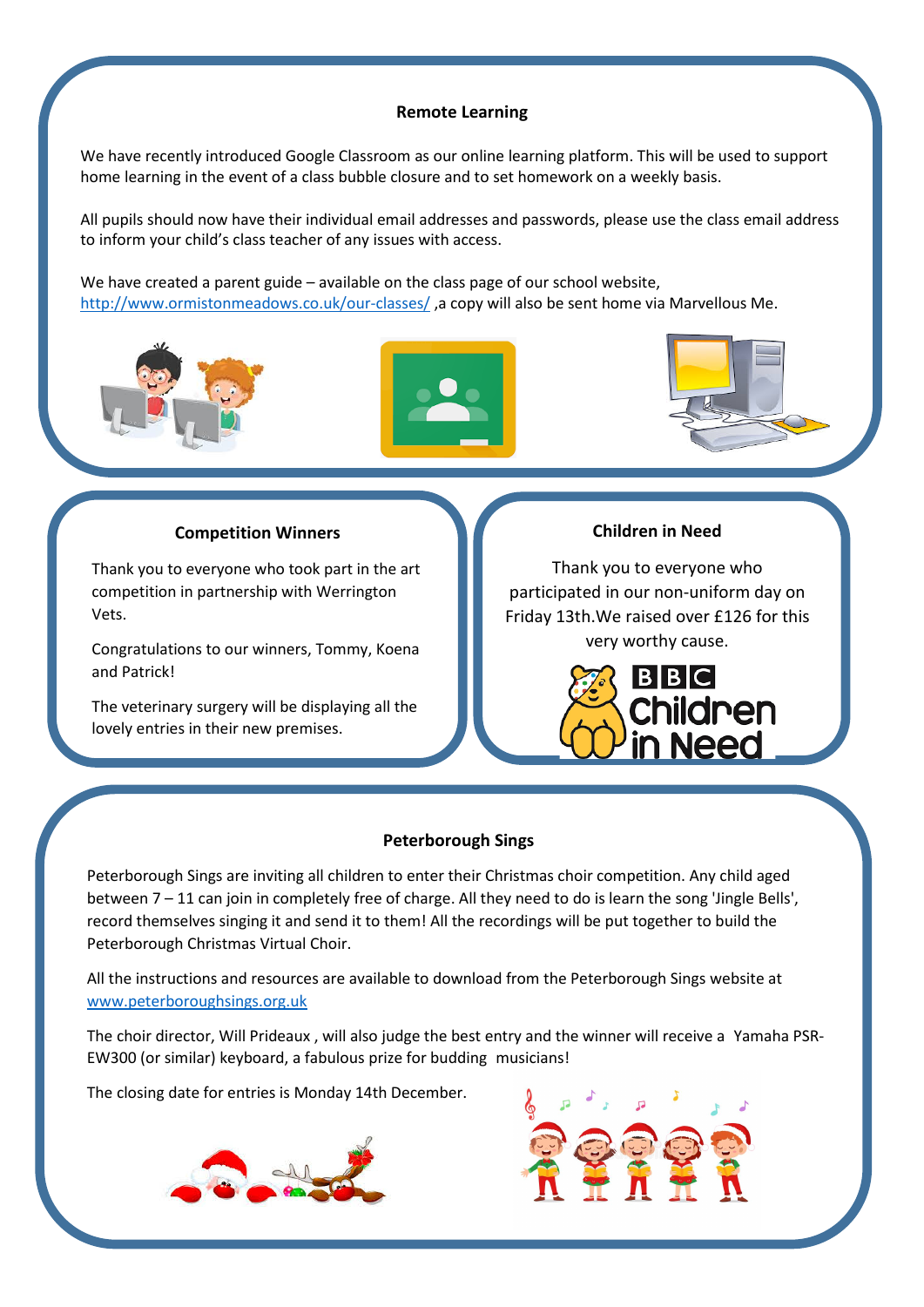## Remote Learning

We have recently introduced Google Classroom as our online learning platform. This will be used to support home learning in the event of a class bubble closure and to set homework on a weekly basis.

All pupils should now have their individual email addresses and passwords, please use the class email address to inform your child's class teacher of any issues with access.

We have created a parent guide – available on the class page of our school website, http://www.ormistonmeadows.co.uk/our-classes/ ,a copy will also be sent home via Marvellous Me.

## Competition Winners

Thank you to everyone who took part in the art competition in partnership with Werrington Vets.

Congratulations to our winners, Tommy, Koena and Patrick!

The veterinary surgery will be displaying all the lovely entries in their new premises.

## Children in Need

Thank you to everyone who participated in our non-uniform day on Friday 13th.We raised over £126 for this very worthy cause.

## Peterborough Sings

Peterborough Sings are inviting all children to enter their Christmas choir competition. Any child aged between 7 – 11 can join in completely free of charge. All they need to do is learn the song 'Jingle Bells', record themselves singing it and send it to them! All the recordings will be put together to build the Peterborough Christmas Virtual Choir.

All the instructions and resources are available to download from the Peterborough Sings website at www.peterboroughsings.org.uk

The choir director, Will Prideaux , will also judge the best entry and the winner will receive a Yamaha PSR-EW300 (or similar) keyboard, a fabulous prize for budding musicians!

The closing date for entries is Monday 14th December.